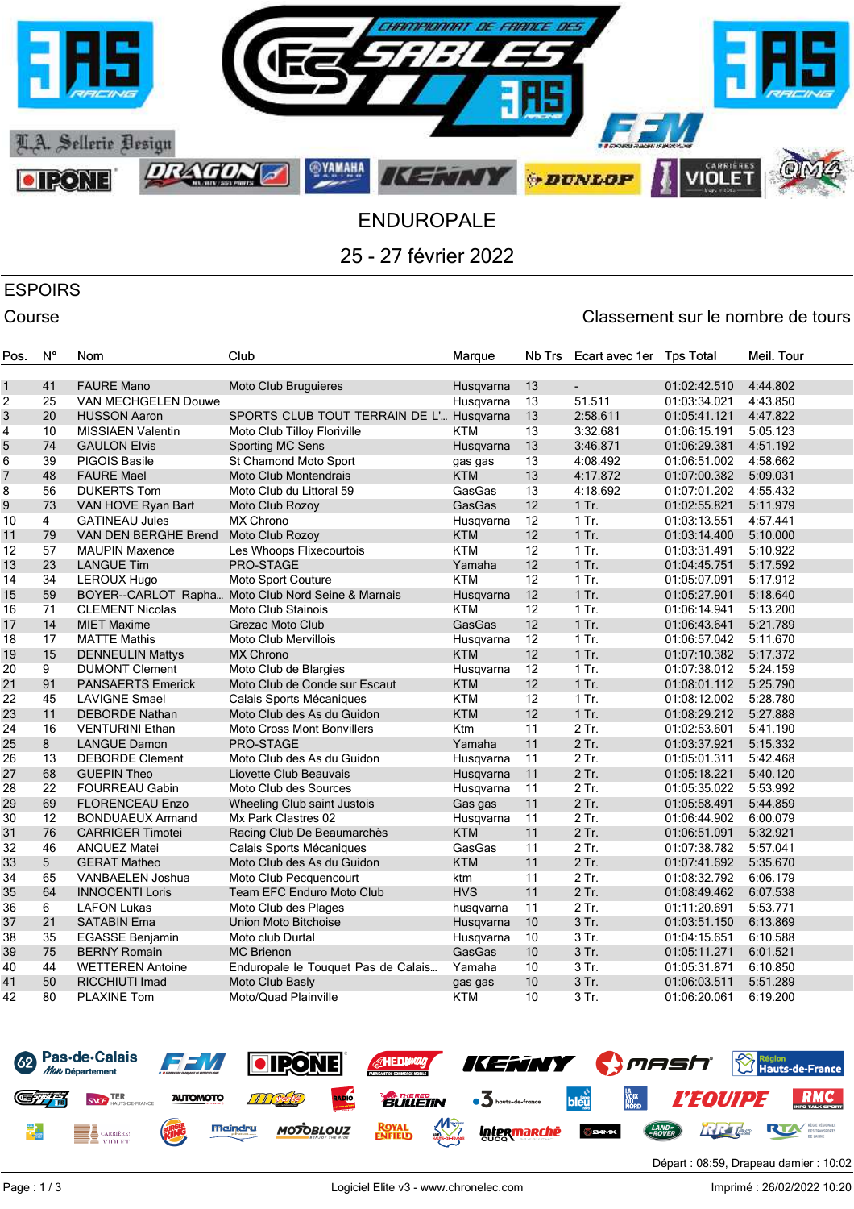# ENDUROPALE

## 25 - 27 février 2022

### ESPOIRS

Course

Classement sur le nombre de tours

| Pos. | N° | Nom | Club | Marque | Nb Trs | Ecart avec 1er | Tps Total | Meil. Tour |
|---|---|---|---|---|---|---|---|---|
| 1 | 41 | FAURE Mano | Moto Club Bruguieres | Husqvarna | 13 | - | 01:02:42.510 | 4:44.802 |
| 2 | 25 | VAN MECHGELEN Douwe | | Husqvarna | 13 | 51.511 | 01:03:34.021 | 4:43.850 |
| 3 | 20 | HUSSON Aaron | SPORTS CLUB TOUT TERRAIN DE L'... | Husqvarna | 13 | 2:58.611 | 01:05:41.121 | 4:47.822 |
| 4 | 10 | MISSIAEN Valentin | Moto Club Tilloy Floriville | KTM | 13 | 3:32.681 | 01:06:15.191 | 5:05.123 |
| 5 | 74 | GAULON Elvis | Sporting MC Sens | Husqvarna | 13 | 3:46.871 | 01:06:29.381 | 4:51.192 |
| 6 | 39 | PIGOIS Basile | St Chamond Moto Sport | gas gas | 13 | 4:08.492 | 01:06:51.002 | 4:58.662 |
| 7 | 48 | FAURE Mael | Moto Club Montendrais | KTM | 13 | 4:17.872 | 01:07:00.382 | 5:09.031 |
| 8 | 56 | DUKERTS Tom | Moto Club du Littoral 59 | GasGas | 13 | 4:18.692 | 01:07:01.202 | 4:55.432 |
| 9 | 73 | VAN HOVE Ryan Bart | Moto Club Rozoy | GasGas | 12 | 1 Tr. | 01:02:55.821 | 5:11.979 |
| 10 | 4 | GATINEAU Jules | MX Chrono | Husqvarna | 12 | 1 Tr. | 01:03:13.551 | 4:57.441 |
| 11 | 79 | VAN DEN BERGHE Brend | Moto Club Rozoy | KTM | 12 | 1 Tr. | 01:03:14.400 | 5:10.000 |
| 12 | 57 | MAUPIN Maxence | Les Whoops Flixecourtois | KTM | 12 | 1 Tr. | 01:03:31.491 | 5:10.922 |
| 13 | 23 | LANGUE Tim | PRO-STAGE | Yamaha | 12 | 1 Tr. | 01:04:45.751 | 5:17.592 |
| 14 | 34 | LEROUX Hugo | Moto Sport Couture | KTM | 12 | 1 Tr. | 01:05:07.091 | 5:17.912 |
| 15 | 59 | BOYER--CARLOT Rapha... | Moto Club Nord Seine & Marnais | Husqvarna | 12 | 1 Tr. | 01:05:27.901 | 5:18.640 |
| 16 | 71 | CLEMENT Nicolas | Moto Club Stainois | KTM | 12 | 1 Tr. | 01:06:14.941 | 5:13.200 |
| 17 | 14 | MIET Maxime | Grezac Moto Club | GasGas | 12 | 1 Tr. | 01:06:43.641 | 5:21.789 |
| 18 | 17 | MATTE Mathis | Moto Club Mervillois | Husqvarna | 12 | 1 Tr. | 01:06:57.042 | 5:11.670 |
| 19 | 15 | DENNEULIN Mattys | MX Chrono | KTM | 12 | 1 Tr. | 01:07:10.382 | 5:17.372 |
| 20 | 9 | DUMONT Clement | Moto Club de Blargies | Husqvarna | 12 | 1 Tr. | 01:07:38.012 | 5:24.159 |
| 21 | 91 | PANSAERTS Emerick | Moto Club de Conde sur Escaut | KTM | 12 | 1 Tr. | 01:08:01.112 | 5:25.790 |
| 22 | 45 | LAVIGNE Smael | Calais Sports Mécaniques | KTM | 12 | 1 Tr. | 01:08:12.002 | 5:28.780 |
| 23 | 11 | DEBORDE Nathan | Moto Club des As du Guidon | KTM | 12 | 1 Tr. | 01:08:29.212 | 5:27.888 |
| 24 | 16 | VENTURINI Ethan | Moto Cross Mont Bonvillers | Ktm | 11 | 2 Tr. | 01:02:53.601 | 5:41.190 |
| 25 | 8 | LANGUE Damon | PRO-STAGE | Yamaha | 11 | 2 Tr. | 01:03:37.921 | 5:15.332 |
| 26 | 13 | DEBORDE Clement | Moto Club des As du Guidon | Husqvarna | 11 | 2 Tr. | 01:05:01.311 | 5:42.468 |
| 27 | 68 | GUEPIN Theo | Liovette Club Beauvais | Husqvarna | 11 | 2 Tr. | 01:05:18.221 | 5:40.120 |
| 28 | 22 | FOURREAU Gabin | Moto Club des Sources | Husqvarna | 11 | 2 Tr. | 01:05:35.022 | 5:53.992 |
| 29 | 69 | FLORENCEAU Enzo | Wheeling Club saint Justois | Gas gas | 11 | 2 Tr. | 01:05:58.491 | 5:44.859 |
| 30 | 12 | BONDUAEUX Armand | Mx Park Clastres 02 | Husqvarna | 11 | 2 Tr. | 01:06:44.952 | 6:00.079 |
| 31 | 76 | CARRIGER Timotei | Racing Club De Beaumarchès | KTM | 11 | 2 Tr. | 01:06:51.091 | 5:32.921 |
| 32 | 46 | ANQUEZ Matei | Calais Sports Mécaniques | GasGas | 11 | 2 Tr. | 01:07:38.782 | 5:57.041 |
| 33 | 5 | GERAT Matheo | Moto Club des As du Guidon | KTM | 11 | 2 Tr. | 01:07:41.692 | 5:35.670 |
| 34 | 65 | VANBAELEN Joshua | Moto Club Pecquencourt | ktm | 11 | 2 Tr. | 01:08:32.792 | 6:06.179 |
| 35 | 64 | INNOCENTI Loris | Team EFC Enduro Moto Club | HVS | 11 | 2 Tr. | 01:08:49.462 | 6:07.538 |
| 36 | 6 | LAFON Lukas | Moto Club des Plages | husqvarna | 11 | 2 Tr. | 01:11:20.691 | 5:53.771 |
| 37 | 21 | SATABIN Ema | Union Moto Bitchoise | Husqvarna | 10 | 3 Tr. | 01:03:51.150 | 6:13.869 |
| 38 | 35 | EGASSE Benjamin | Moto club Durtal | Husqvarna | 10 | 3 Tr. | 01:04:15.651 | 6:10.588 |
| 39 | 75 | BERNY Romain | MC Brienon | GasGas | 10 | 3 Tr. | 01:05:11.271 | 6:01.521 |
| 40 | 44 | WETTEREN Antoine | Enduropale le Touquet Pas de Calais... | Yamaha | 10 | 3 Tr. | 01:05:31.871 | 6:10.850 |
| 41 | 50 | RICCHIUTI Imad | Moto Club Basly | gas gas | 10 | 3 Tr. | 01:06:03.511 | 5:51.289 |
| 42 | 80 | PLAXINE Tom | Moto/Quad Plainville | KTM | 10 | 3 Tr. | 01:06:20.061 | 6:19.200 |

Départ : 08:59, Drapeau damier : 10:02

Logiciel Elite v3 - www.chronelec.com

Imprimé : 26/02/2022 10:20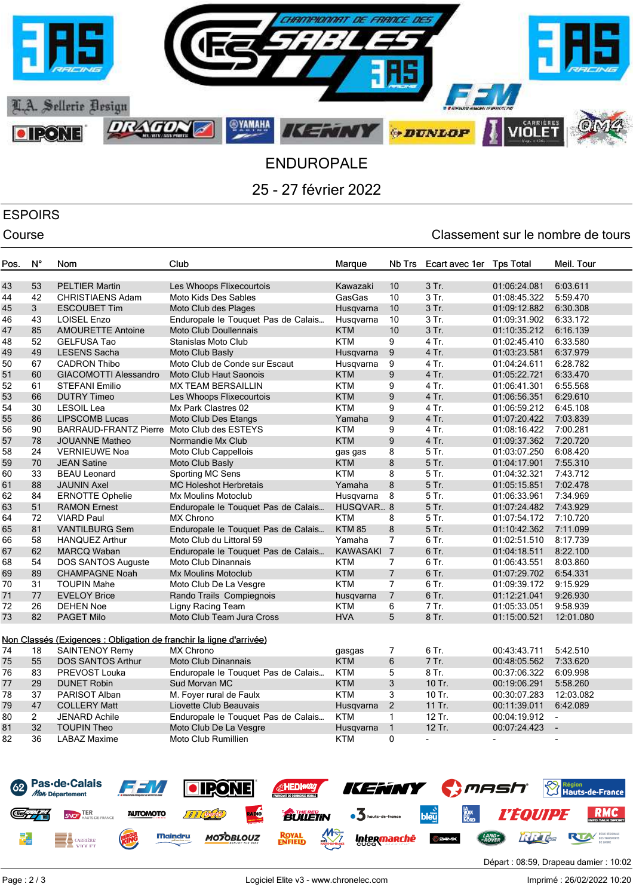# ENDUROPALE

## 25 - 27 février 2022

### ESPOIRS

Course

Classement sur le nombre de tours

| Pos. | N° | Nom | Club | Marque | Nb Trs | Ecart avec 1er | Tps Total | Meil. Tour |
|---|---|---|---|---|---|---|---|---|
| 43 | 53 | PELTIER Martin | Les Whoops Flixecourtois | Kawazaki | 10 | 3 Tr. | 01:06:24.081 | 6:03.611 |
| 44 | 42 | CHRISTIAENS Adam | Moto Kids Des Sables | GasGas | 10 | 3 Tr. | 01:08:45.322 | 5:59.470 |
| 45 | 3 | ESCOUBET Tim | Moto Club des Plages | Husqvarna | 10 | 3 Tr. | 01:09:12.882 | 6:30.308 |
| 46 | 43 | LOISEL Enzo | Enduropale le Touquet Pas de Calais... | Husqvarna | 10 | 3 Tr. | 01:09:31.902 | 6:33.172 |
| 47 | 85 | AMOURETTE Antoine | Moto Club Doullennais | KTM | 10 | 3 Tr. | 01:10:35.212 | 6:16.139 |
| 48 | 52 | GELFUSA Tao | Stanislas Moto Club | KTM | 9 | 4 Tr. | 01:02:45.410 | 6:33.580 |
| 49 | 49 | LESENS Sacha | Moto Club Basly | Husqvarna | 9 | 4 Tr. | 01:03:23.581 | 6:37.979 |
| 50 | 67 | CADRON Thibo | Moto Club de Conde sur Escaut | Husqvarna | 9 | 4 Tr. | 01:04:24.611 | 6:28.782 |
| 51 | 60 | GIACOMOTTI Alessandro | Moto Club Haut Saonois | KTM | 9 | 4 Tr. | 01:05:22.721 | 6:33.470 |
| 52 | 61 | STEFANI Emilio | MX TEAM BERSAILLIN | KTM | 9 | 4 Tr. | 01:06:41.301 | 6:55.568 |
| 53 | 66 | DUTRY Timeo | Les Whoops Flixecourtois | KTM | 9 | 4 Tr. | 01:06:56.351 | 6:29.610 |
| 54 | 30 | LESOIL Lea | Mx Park Clastres 02 | KTM | 9 | 4 Tr. | 01:06:59.212 | 6:45.108 |
| 55 | 86 | LIPSCOMB Lucas | Moto Club Des Etangs | Yamaha | 9 | 4 Tr. | 01:07:20.422 | 7:03.839 |
| 56 | 90 | BARRAUD-FRANTZ Pierre | Moto Club des ESTEYS | KTM | 9 | 4 Tr. | 01:08:16.422 | 7:00.281 |
| 57 | 78 | JOUANNE Matheo | Normandie Mx Club | KTM | 9 | 4 Tr. | 01:09:37.362 | 7:20.720 |
| 58 | 24 | VERNIEUWE Noa | Moto Club Cappellois | gas gas | 8 | 5 Tr. | 01:03:07.250 | 6:08.420 |
| 59 | 70 | JEAN Satine | Moto Club Basly | KTM | 8 | 5 Tr. | 01:04:17.901 | 7:55.310 |
| 60 | 33 | BEAU Leonard | Sporting MC Sens | KTM | 8 | 5 Tr. | 01:04:32.321 | 7:43.712 |
| 61 | 88 | JAUNIN Axel | MC Holeshot Herbretais | Yamaha | 8 | 5 Tr. | 01:05:15.851 | 7:02.478 |
| 62 | 84 | ERNOTTE Ophelie | Mx Moulins Motoclub | Husqvarna | 8 | 5 Tr. | 01:06:33.961 | 7:34.969 |
| 63 | 51 | RAMON Ernest | Enduropale le Touquet Pas de Calais... | HUSQVAR... | 8 | 5 Tr. | 01:07:24.482 | 7:43.929 |
| 64 | 72 | VIARD Paul | MX Chrono | KTM | 8 | 5 Tr. | 01:07:54.172 | 7:10.720 |
| 65 | 81 | VANTILBURG Sem | Enduropale le Touquet Pas de Calais... | KTM 85 | 8 | 5 Tr. | 01:10:42.362 | 7:11.099 |
| 66 | 58 | HANQUEZ Arthur | Moto Club du Littoral 59 | Yamaha | 7 | 6 Tr. | 01:02:51.510 | 8:17.739 |
| 67 | 62 | MARCQ Waban | Enduropale le Touquet Pas de Calais... | KAWASAKI | 7 | 6 Tr. | 01:04:18.511 | 8:22.100 |
| 68 | 54 | DOS SANTOS Auguste | Moto Club Dinannais | KTM | 7 | 6 Tr. | 01:06:43.551 | 8:03.860 |
| 69 | 89 | CHAMPAGNE Noah | Mx Moulins Motoclub | KTM | 7 | 6 Tr. | 01:07:29.702 | 6:54.331 |
| 70 | 31 | TOUPIN Mahe | Moto Club De La Vesgre | KTM | 7 | 6 Tr. | 01:09:39.172 | 9:15.929 |
| 71 | 77 | EVELOY Brice | Rando Trails Compiegnois | husqvarna | 7 | 6 Tr. | 01:12:21.041 | 9:26.930 |
| 72 | 26 | DEHEN Noe | Ligny Racing Team | KTM | 6 | 7 Tr. | 01:05:33.051 | 9:58.939 |
| 73 | 82 | PAGET Milo | Moto Club Team Jura Cross | HVA | 5 | 8 Tr. | 01:15:00.521 | 12:01.080 |

**Non Classés (Exigences : Obligation de franchir la ligne d'arrivée)**

| Pos. | N° | Nom | Club | Marque | Nb Trs | Ecart avec 1er | Tps Total | Meil. Tour |
|---|---|---|---|---|---|---|---|---|
| 74 | 18 | SAINTENOY Remy | MX Chrono | gasgas | 7 | 6 Tr. | 00:43:43.711 | 5:42.510 |
| 75 | 55 | DOS SANTOS Arthur | Moto Club Dinannais | KTM | 6 | 7 Tr. | 00:48:05.562 | 7:33.620 |
| 76 | 83 | PREVOST Louka | Enduropale le Touquet Pas de Calais... | KTM | 5 | 8 Tr. | 00:37:06.322 | 6:09.998 |
| 77 | 29 | DUNET Robin | Sud Morvan MC | KTM | 3 | 10 Tr. | 00:19:06.291 | 5:58.260 |
| 78 | 37 | PARISOT Alban | M. Foyer rural de Faulx | KTM | 3 | 10 Tr. | 00:30:07.283 | 12:03.082 |
| 79 | 47 | COLLERY Matt | Liovette Club Beauvais | Husqvarna | 2 | 11 Tr. | 00:11:39.011 | 6:42.089 |
| 80 | 2 | JENARD Achile | Enduropale le Touquet Pas de Calais... | KTM | 1 | 12 Tr. | 00:04:19.912 | - |
| 81 | 32 | TOUPIN Theo | Moto Club De La Vesgre | Husqvarna | 1 | 12 Tr. | 00:07:24.423 | - |
| 82 | 36 | LABAZ Maxime | Moto Club Rumillien | KTM | 0 | - | - | - |

Départ : 08:59, Drapeau damier : 10:02

Logiciel Elite v3 - www.chronelec.com

Imprimé : 26/02/2022 10:20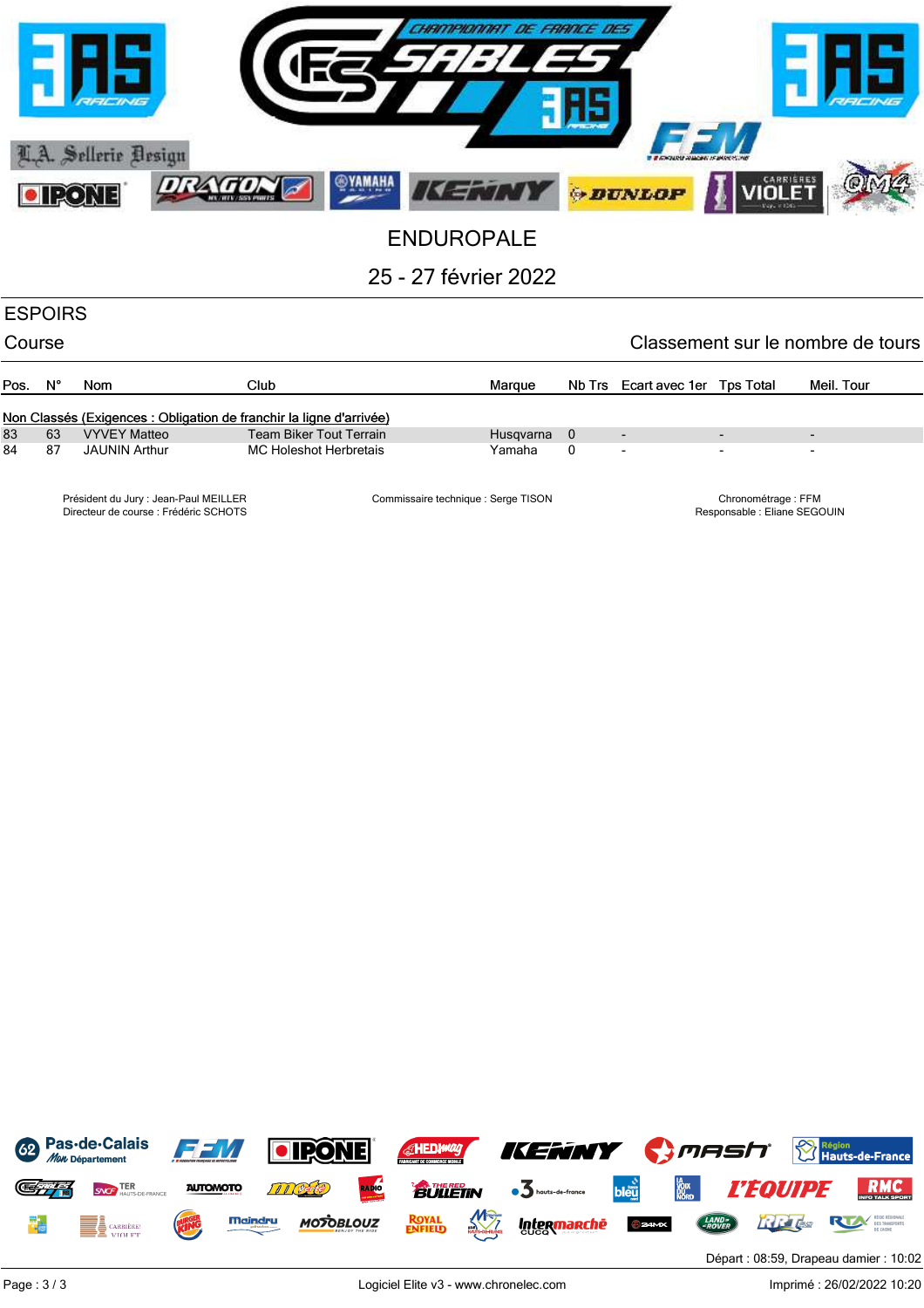# ENDUROPALE

25 - 27 février 2022

## ESPOIRS

Course

Classement sur le nombre de tours

| Pos. | N° | Nom | Club | Marque | Nb Trs | Ecart avec 1er | Tps Total | Meil. Tour |
|---|---|---|---|---|---|---|---|---|
| Non Classés (Exigences : Obligation de franchir la ligne d'arrivée) | | | | | | | | |
| 83 | 63 | VYVEY Matteo | Team Biker Tout Terrain | Husqvarna | 0 | - | - | - |
| 84 | 87 | JAUNIN Arthur | MC Holeshot Herbretais | Yamaha | 0 | - | - | - |

Président du Jury : Jean-Paul MEILLER
Directeur de course : Frédéric SCHOTS

Commissaire technique : Serge TISON

Chronométrage : FFM
Responsable : Eliane SEGOUIN

Départ : 08:59, Drapeau damier : 10:02

Logiciel Elite v3 - www.chronelec.com

Imprimé : 26/02/2022 10:20